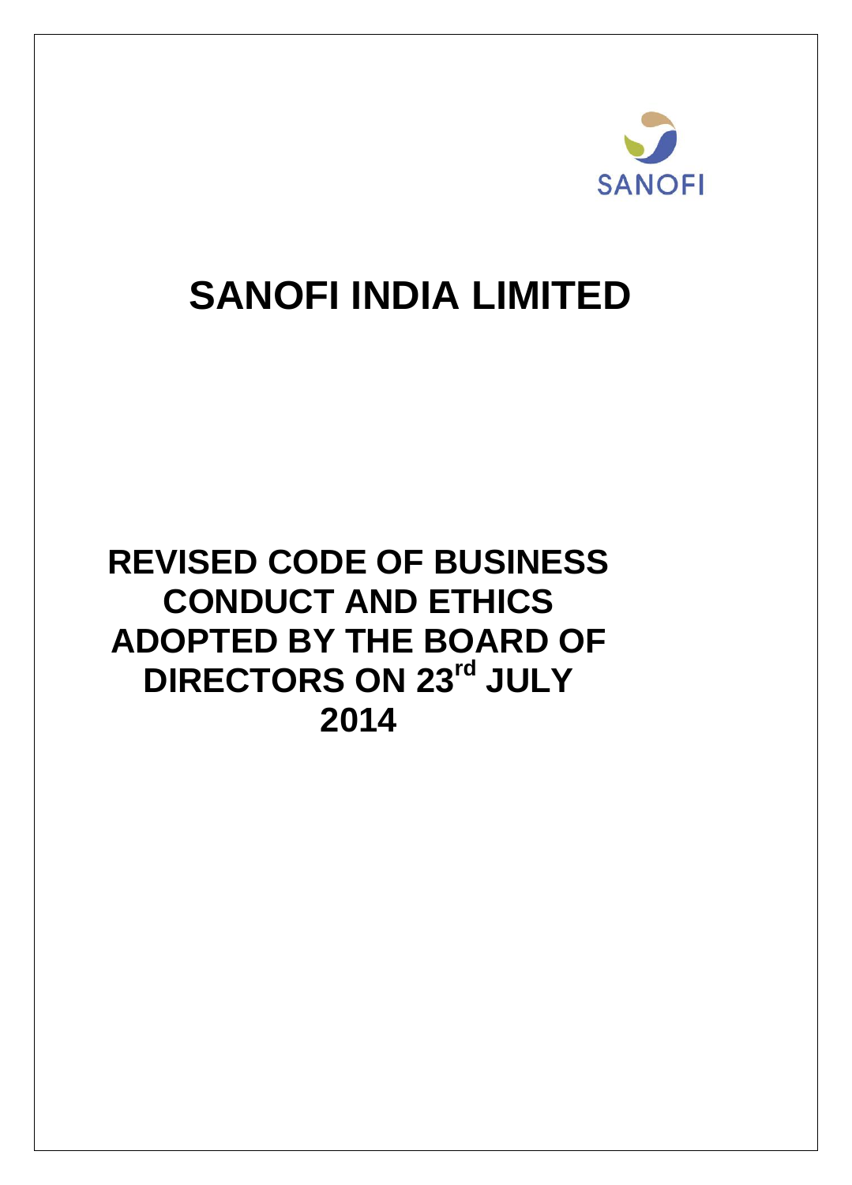SANOFI

# SANOFI INDIA LIMITED

## REVISED CODE OF BUSINESS CONDUCT AND ETHICS ADOPTED BY THE BOARD OF DIRECTORS ON 23rd JULY 2014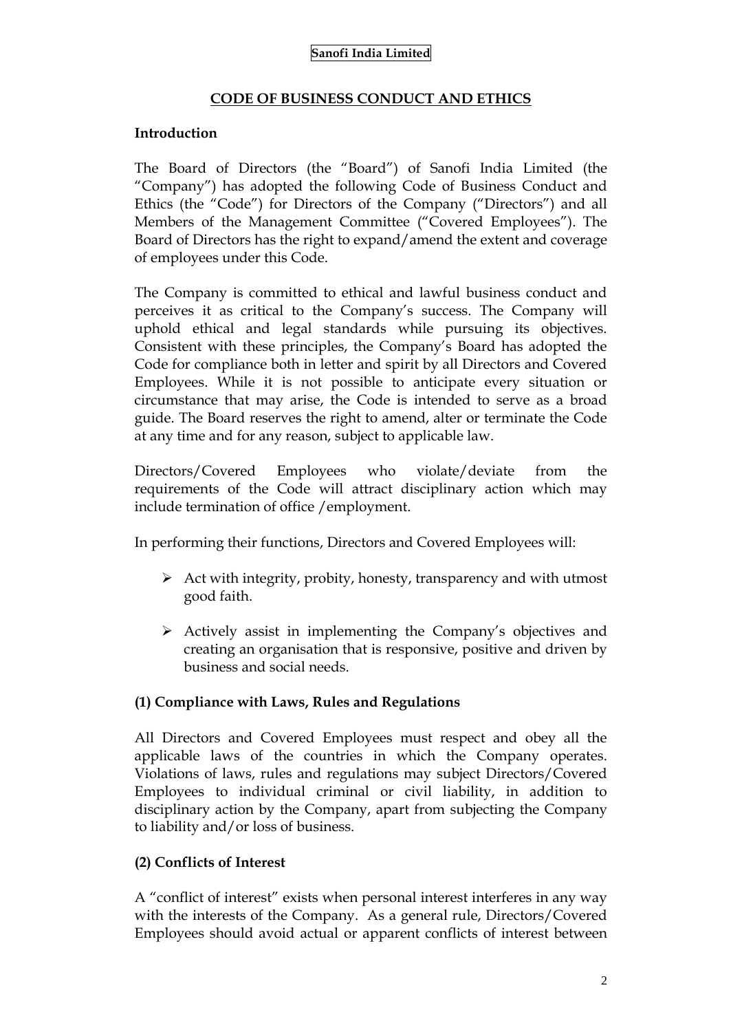**Sanofi India Limited**

## CODE OF BUSINESS CONDUCT AND ETHICS

### Introduction

The Board of Directors (the "Board") of Sanofi India Limited (the "Company") has adopted the following Code of Business Conduct and Ethics (the "Code") for Directors of the Company ("Directors") and all Members of the Management Committee ("Covered Employees"). The Board of Directors has the right to expand/amend the extent and coverage of employees under this Code.

The Company is committed to ethical and lawful business conduct and perceives it as critical to the Company's success. The Company will uphold ethical and legal standards while pursuing its objectives. Consistent with these principles, the Company's Board has adopted the Code for compliance both in letter and spirit by all Directors and Covered Employees. While it is not possible to anticipate every situation or circumstance that may arise, the Code is intended to serve as a broad guide. The Board reserves the right to amend, alter or terminate the Code at any time and for any reason, subject to applicable law.

Directors/Covered Employees who violate/deviate from the requirements of the Code will attract disciplinary action which may include termination of office /employment.

In performing their functions, Directors and Covered Employees will:

- Act with integrity, probity, honesty, transparency and with utmost good faith.
- Actively assist in implementing the Company's objectives and creating an organisation that is responsive, positive and driven by business and social needs.

### (1) Compliance with Laws, Rules and Regulations

All Directors and Covered Employees must respect and obey all the applicable laws of the countries in which the Company operates. Violations of laws, rules and regulations may subject Directors/Covered Employees to individual criminal or civil liability, in addition to disciplinary action by the Company, apart from subjecting the Company to liability and/or loss of business.

### (2) Conflicts of Interest

A "conflict of interest" exists when personal interest interferes in any way with the interests of the Company. As a general rule, Directors/Covered Employees should avoid actual or apparent conflicts of interest between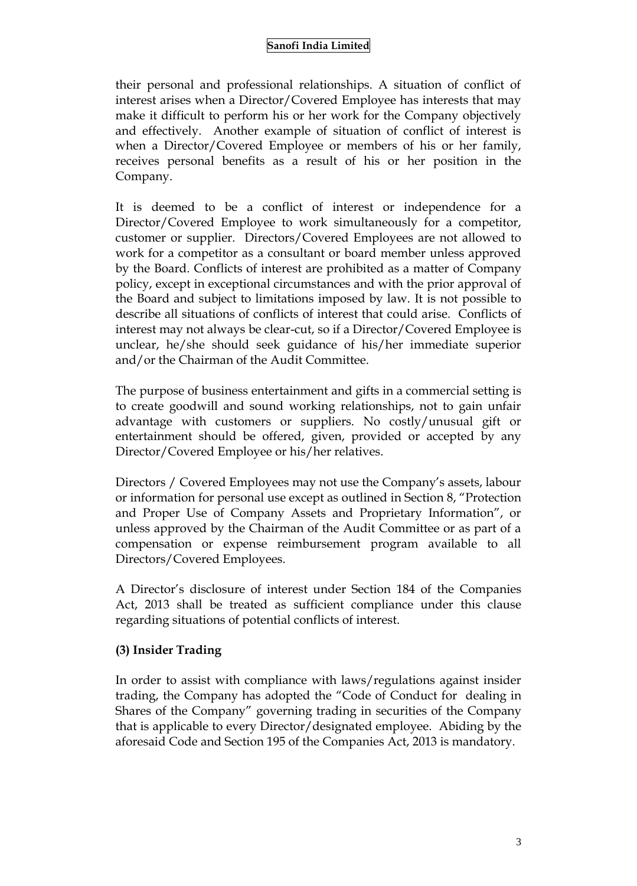their personal and professional relationships. A situation of conflict of interest arises when a Director/Covered Employee has interests that may make it difficult to perform his or her work for the Company objectively and effectively. Another example of situation of conflict of interest is when a Director/Covered Employee or members of his or her family, receives personal benefits as a result of his or her position in the Company.

It is deemed to be a conflict of interest or independence for a Director/Covered Employee to work simultaneously for a competitor, customer or supplier. Directors/Covered Employees are not allowed to work for a competitor as a consultant or board member unless approved by the Board. Conflicts of interest are prohibited as a matter of Company policy, except in exceptional circumstances and with the prior approval of the Board and subject to limitations imposed by law. It is not possible to describe all situations of conflicts of interest that could arise. Conflicts of interest may not always be clear-cut, so if a Director/Covered Employee is unclear, he/she should seek guidance of his/her immediate superior and/or the Chairman of the Audit Committee.

The purpose of business entertainment and gifts in a commercial setting is to create goodwill and sound working relationships, not to gain unfair advantage with customers or suppliers. No costly/unusual gift or entertainment should be offered, given, provided or accepted by any Director/Covered Employee or his/her relatives.

Directors / Covered Employees may not use the Company's assets, labour or information for personal use except as outlined in Section 8, "Protection and Proper Use of Company Assets and Proprietary Information", or unless approved by the Chairman of the Audit Committee or as part of a compensation or expense reimbursement program available to all Directors/Covered Employees.

A Director's disclosure of interest under Section 184 of the Companies Act, 2013 shall be treated as sufficient compliance under this clause regarding situations of potential conflicts of interest.

**(3) Insider Trading**

In order to assist with compliance with laws/regulations against insider trading, the Company has adopted the "Code of Conduct for dealing in Shares of the Company" governing trading in securities of the Company that is applicable to every Director/designated employee. Abiding by the aforesaid Code and Section 195 of the Companies Act, 2013 is mandatory.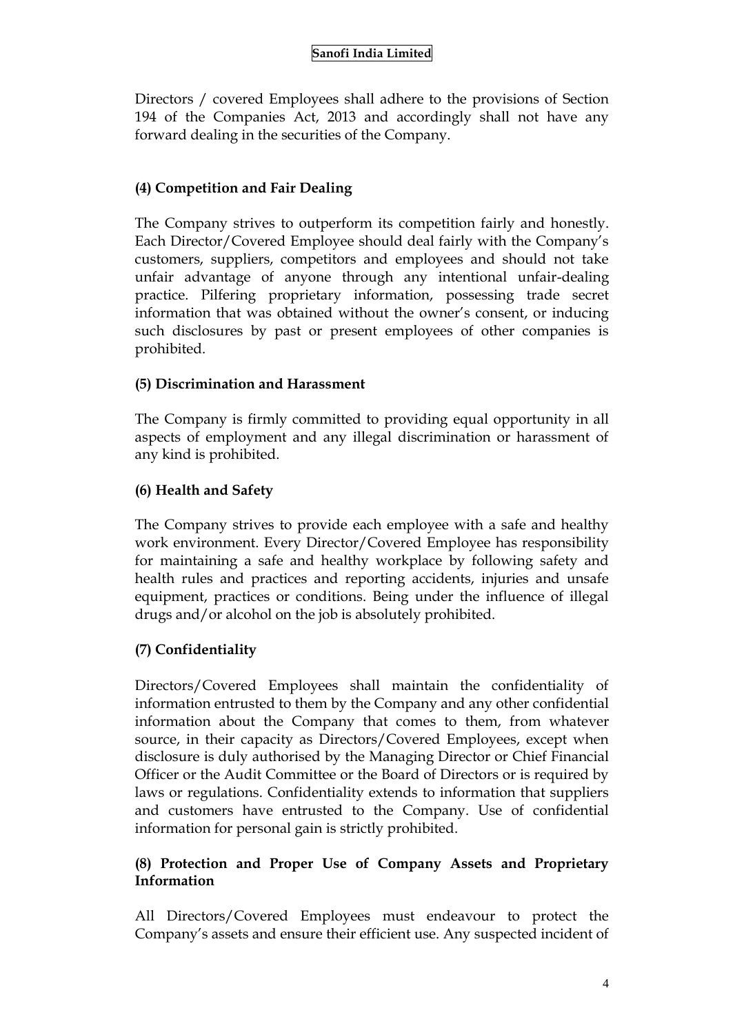Directors / covered Employees shall adhere to the provisions of Section 194 of the Companies Act, 2013 and accordingly shall not have any forward dealing in the securities of the Company.

**(4) Competition and Fair Dealing**

The Company strives to outperform its competition fairly and honestly. Each Director/Covered Employee should deal fairly with the Company's customers, suppliers, competitors and employees and should not take unfair advantage of anyone through any intentional unfair-dealing practice. Pilfering proprietary information, possessing trade secret information that was obtained without the owner's consent, or inducing such disclosures by past or present employees of other companies is prohibited.

**(5) Discrimination and Harassment**

The Company is firmly committed to providing equal opportunity in all aspects of employment and any illegal discrimination or harassment of any kind is prohibited.

**(6) Health and Safety**

The Company strives to provide each employee with a safe and healthy work environment. Every Director/Covered Employee has responsibility for maintaining a safe and healthy workplace by following safety and health rules and practices and reporting accidents, injuries and unsafe equipment, practices or conditions. Being under the influence of illegal drugs and/or alcohol on the job is absolutely prohibited.

**(7) Confidentiality**

Directors/Covered Employees shall maintain the confidentiality of information entrusted to them by the Company and any other confidential information about the Company that comes to them, from whatever source, in their capacity as Directors/Covered Employees, except when disclosure is duly authorised by the Managing Director or Chief Financial Officer or the Audit Committee or the Board of Directors or is required by laws or regulations. Confidentiality extends to information that suppliers and customers have entrusted to the Company. Use of confidential information for personal gain is strictly prohibited.

**(8) Protection and Proper Use of Company Assets and Proprietary Information**

All Directors/Covered Employees must endeavour to protect the Company's assets and ensure their efficient use. Any suspected incident of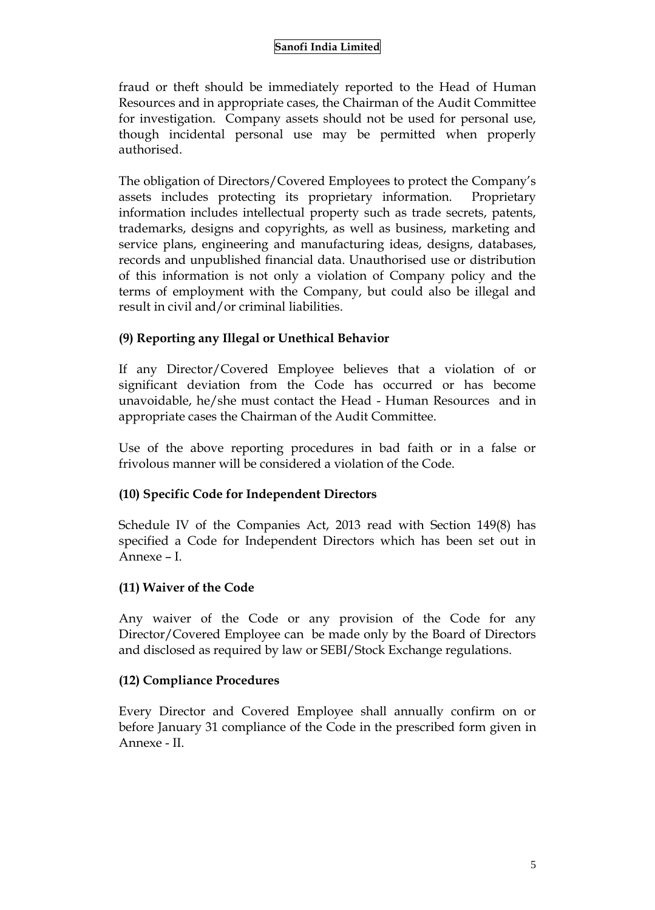fraud or theft should be immediately reported to the Head of Human Resources and in appropriate cases, the Chairman of the Audit Committee for investigation. Company assets should not be used for personal use, though incidental personal use may be permitted when properly authorised.

The obligation of Directors/Covered Employees to protect the Company's assets includes protecting its proprietary information. Proprietary information includes intellectual property such as trade secrets, patents, trademarks, designs and copyrights, as well as business, marketing and service plans, engineering and manufacturing ideas, designs, databases, records and unpublished financial data. Unauthorised use or distribution of this information is not only a violation of Company policy and the terms of employment with the Company, but could also be illegal and result in civil and/or criminal liabilities.

**(9) Reporting any Illegal or Unethical Behavior**

If any Director/Covered Employee believes that a violation of or significant deviation from the Code has occurred or has become unavoidable, he/she must contact the Head - Human Resources and in appropriate cases the Chairman of the Audit Committee.

Use of the above reporting procedures in bad faith or in a false or frivolous manner will be considered a violation of the Code.

**(10) Specific Code for Independent Directors**

Schedule IV of the Companies Act, 2013 read with Section 149(8) has specified a Code for Independent Directors which has been set out in Annexe – I.

**(11) Waiver of the Code**

Any waiver of the Code or any provision of the Code for any Director/Covered Employee can be made only by the Board of Directors and disclosed as required by law or SEBI/Stock Exchange regulations.

**(12) Compliance Procedures**

Every Director and Covered Employee shall annually confirm on or before January 31 compliance of the Code in the prescribed form given in Annexe - II.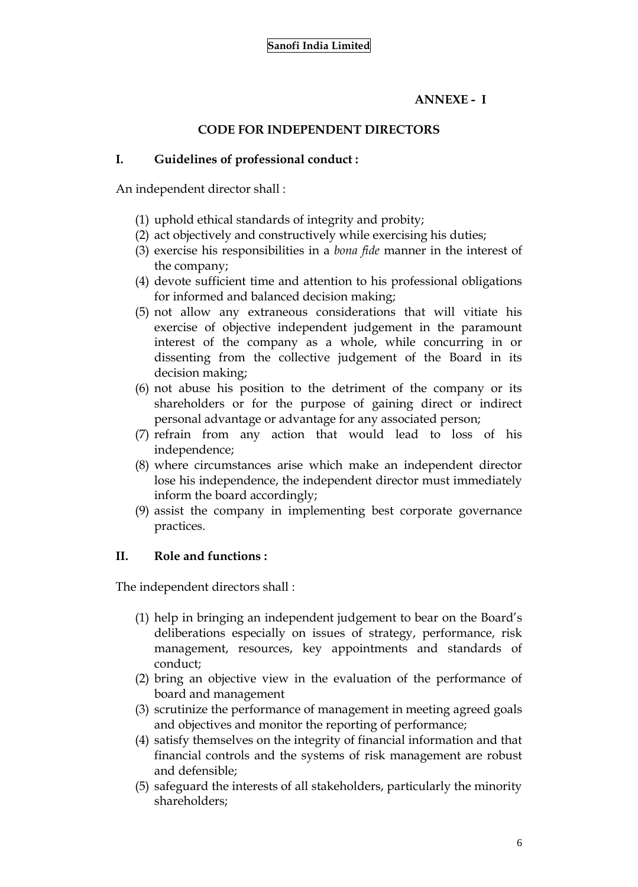**ANNEXE - I**

## CODE FOR INDEPENDENT DIRECTORS

### I. Guidelines of professional conduct :

An independent director shall :

(1) uphold ethical standards of integrity and probity;
(2) act objectively and constructively while exercising his duties;
(3) exercise his responsibilities in a *bona fide* manner in the interest of the company;
(4) devote sufficient time and attention to his professional obligations for informed and balanced decision making;
(5) not allow any extraneous considerations that will vitiate his exercise of objective independent judgement in the paramount interest of the company as a whole, while concurring in or dissenting from the collective judgement of the Board in its decision making;
(6) not abuse his position to the detriment of the company or its shareholders or for the purpose of gaining direct or indirect personal advantage or advantage for any associated person;
(7) refrain from any action that would lead to loss of his independence;
(8) where circumstances arise which make an independent director lose his independence, the independent director must immediately inform the board accordingly;
(9) assist the company in implementing best corporate governance practices.

### II. Role and functions :

The independent directors shall :

(1) help in bringing an independent judgement to bear on the Board's deliberations especially on issues of strategy, performance, risk management, resources, key appointments and standards of conduct;
(2) bring an objective view in the evaluation of the performance of board and management
(3) scrutinize the performance of management in meeting agreed goals and objectives and monitor the reporting of performance;
(4) satisfy themselves on the integrity of financial information and that financial controls and the systems of risk management are robust and defensible;
(5) safeguard the interests of all stakeholders, particularly the minority shareholders;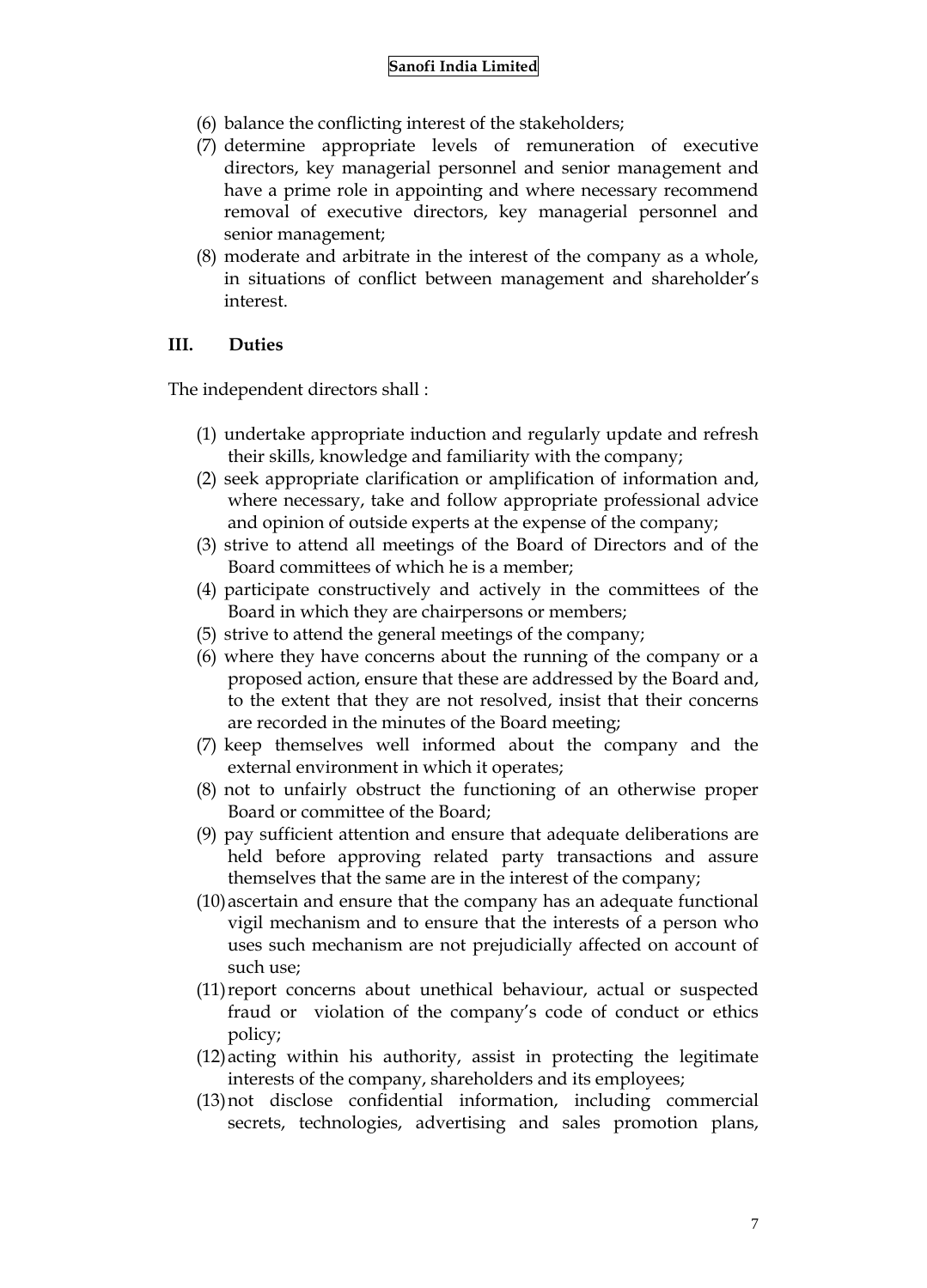(6) balance the conflicting interest of the stakeholders;

(7) determine appropriate levels of remuneration of executive directors, key managerial personnel and senior management and have a prime role in appointing and where necessary recommend removal of executive directors, key managerial personnel and senior management;

(8) moderate and arbitrate in the interest of the company as a whole, in situations of conflict between management and shareholder's interest.

## III. Duties

The independent directors shall :

(1) undertake appropriate induction and regularly update and refresh their skills, knowledge and familiarity with the company;

(2) seek appropriate clarification or amplification of information and, where necessary, take and follow appropriate professional advice and opinion of outside experts at the expense of the company;

(3) strive to attend all meetings of the Board of Directors and of the Board committees of which he is a member;

(4) participate constructively and actively in the committees of the Board in which they are chairpersons or members;

(5) strive to attend the general meetings of the company;

(6) where they have concerns about the running of the company or a proposed action, ensure that these are addressed by the Board and, to the extent that they are not resolved, insist that their concerns are recorded in the minutes of the Board meeting;

(7) keep themselves well informed about the company and the external environment in which it operates;

(8) not to unfairly obstruct the functioning of an otherwise proper Board or committee of the Board;

(9) pay sufficient attention and ensure that adequate deliberations are held before approving related party transactions and assure themselves that the same are in the interest of the company;

(10) ascertain and ensure that the company has an adequate functional vigil mechanism and to ensure that the interests of a person who uses such mechanism are not prejudicially affected on account of such use;

(11) report concerns about unethical behaviour, actual or suspected fraud or violation of the company's code of conduct or ethics policy;

(12) acting within his authority, assist in protecting the legitimate interests of the company, shareholders and its employees;

(13) not disclose confidential information, including commercial secrets, technologies, advertising and sales promotion plans,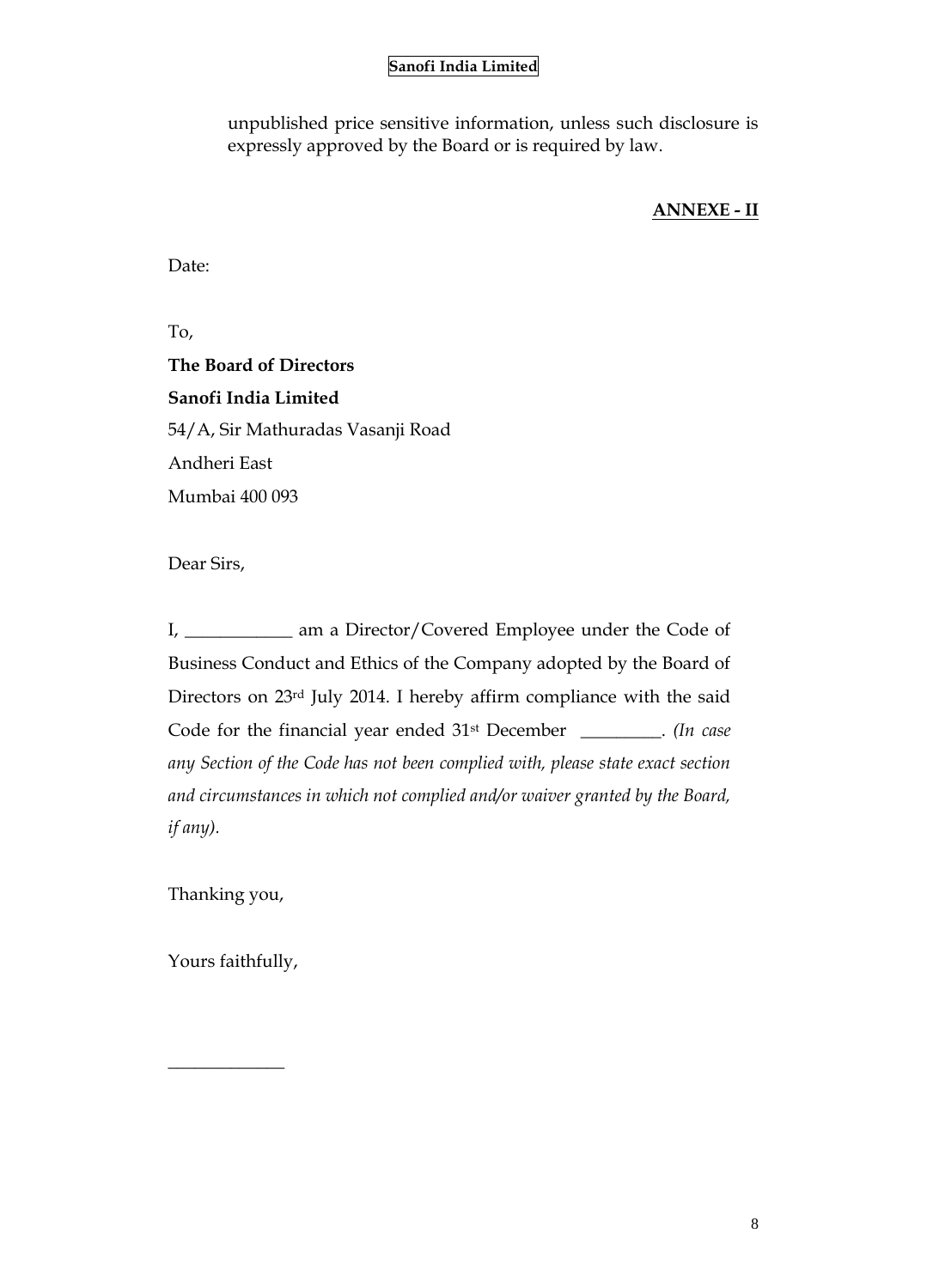unpublished price sensitive information, unless such disclosure is expressly approved by the Board or is required by law.

**ANNEXE - II**

Date:

To,

**The Board of Directors**

**Sanofi India Limited**

54/A, Sir Mathuradas Vasanji Road

Andheri East

Mumbai 400 093

Dear Sirs,

I, ____________ am a Director/Covered Employee under the Code of Business Conduct and Ethics of the Company adopted by the Board of Directors on 23rd July 2014. I hereby affirm compliance with the said Code for the financial year ended 31st December _________. *(In case any Section of the Code has not been complied with, please state exact section and circumstances in which not complied and/or waiver granted by the Board, if any).*

Thanking you,

Yours faithfully,

_____________